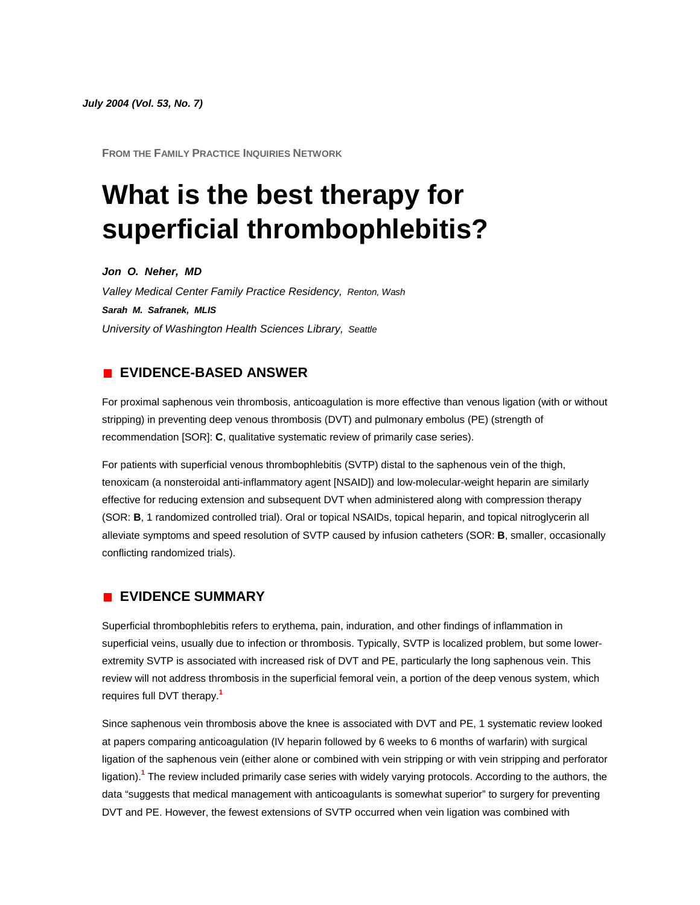*July 2004 (Vol. 53, No. 7)*

FROM THE FAMILY PRACTICE INQUIRIES NETWORK

# What is the best therapy for superficial thrombophlebitis?

***Jon O. Neher, MD***

*Valley Medical Center Family Practice Residency, Renton, Wash*

***Sarah M. Safranek, MLIS***

*University of Washington Health Sciences Library, Seattle*

## EVIDENCE-BASED ANSWER

For proximal saphenous vein thrombosis, anticoagulation is more effective than venous ligation (with or without stripping) in preventing deep venous thrombosis (DVT) and pulmonary embolus (PE) (strength of recommendation [SOR]: **C**, qualitative systematic review of primarily case series).

For patients with superficial venous thrombophlebitis (SVTP) distal to the saphenous vein of the thigh, tenoxicam (a nonsteroidal anti-inflammatory agent [NSAID]) and low-molecular-weight heparin are similarly effective for reducing extension and subsequent DVT when administered along with compression therapy (SOR: **B**, 1 randomized controlled trial). Oral or topical NSAIDs, topical heparin, and topical nitroglycerin all alleviate symptoms and speed resolution of SVTP caused by infusion catheters (SOR: **B**, smaller, occasionally conflicting randomized trials).

## EVIDENCE SUMMARY

Superficial thrombophlebitis refers to erythema, pain, induration, and other findings of inflammation in superficial veins, usually due to infection or thrombosis. Typically, SVTP is localized problem, but some lower-extremity SVTP is associated with increased risk of DVT and PE, particularly the long saphenous vein. This review will not address thrombosis in the superficial femoral vein, a portion of the deep venous system, which requires full DVT therapy.[1]

Since saphenous vein thrombosis above the knee is associated with DVT and PE, 1 systematic review looked at papers comparing anticoagulation (IV heparin followed by 6 weeks to 6 months of warfarin) with surgical ligation of the saphenous vein (either alone or combined with vein stripping or with vein stripping and perforator ligation).[1] The review included primarily case series with widely varying protocols. According to the authors, the data "suggests that medical management with anticoagulants is somewhat superior" to surgery for preventing DVT and PE. However, the fewest extensions of SVTP occurred when vein ligation was combined with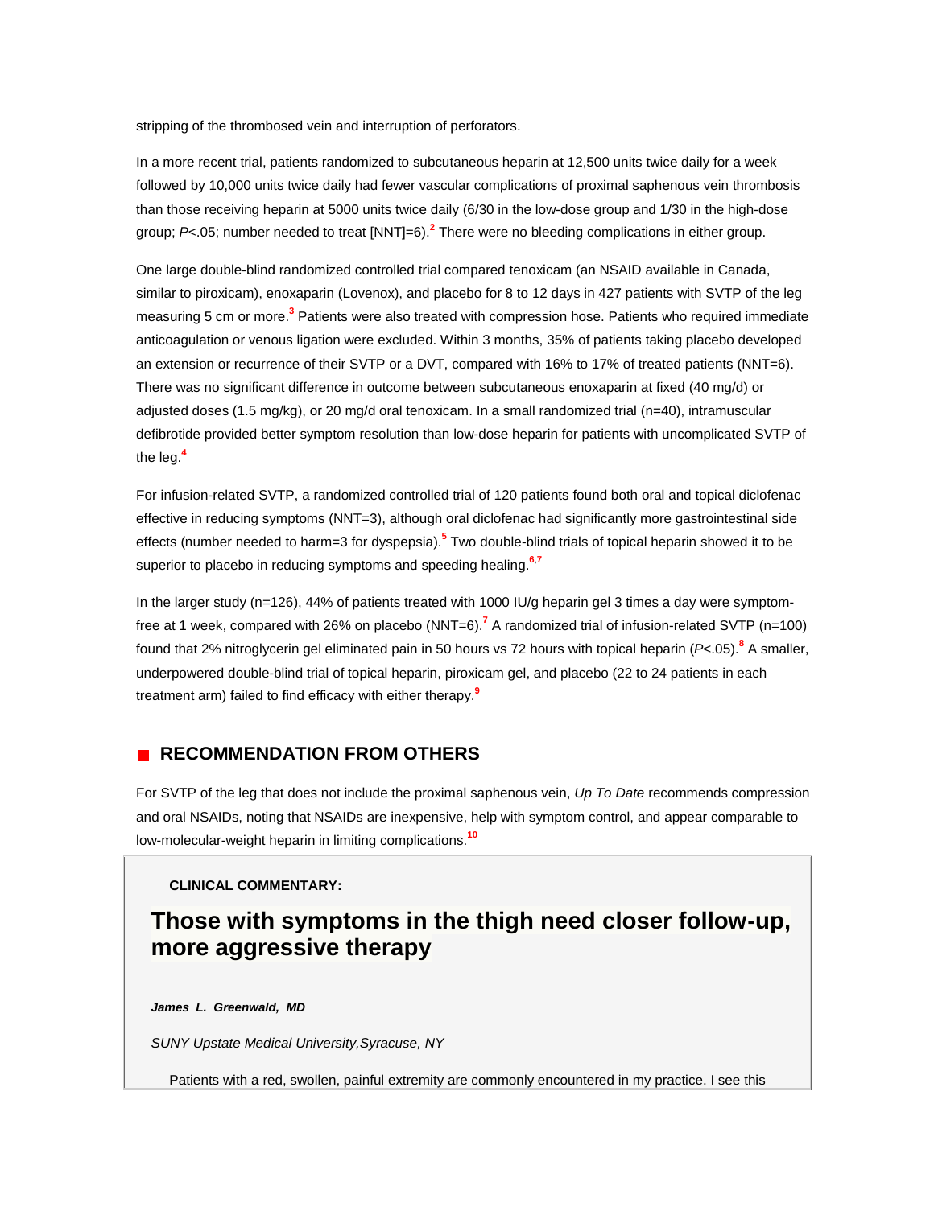stripping of the thrombosed vein and interruption of perforators.

In a more recent trial, patients randomized to subcutaneous heparin at 12,500 units twice daily for a week followed by 10,000 units twice daily had fewer vascular complications of proximal saphenous vein thrombosis than those receiving heparin at 5000 units twice daily (6/30 in the low-dose group and 1/30 in the high-dose group; *P*<.05; number needed to treat [NNT]=6).[2] There were no bleeding complications in either group.

One large double-blind randomized controlled trial compared tenoxicam (an NSAID available in Canada, similar to piroxicam), enoxaparin (Lovenox), and placebo for 8 to 12 days in 427 patients with SVTP of the leg measuring 5 cm or more.[3] Patients were also treated with compression hose. Patients who required immediate anticoagulation or venous ligation were excluded. Within 3 months, 35% of patients taking placebo developed an extension or recurrence of their SVTP or a DVT, compared with 16% to 17% of treated patients (NNT=6). There was no significant difference in outcome between subcutaneous enoxaparin at fixed (40 mg/d) or adjusted doses (1.5 mg/kg), or 20 mg/d oral tenoxicam. In a small randomized trial (n=40), intramuscular defibrotide provided better symptom resolution than low-dose heparin for patients with uncomplicated SVTP of the leg.[4]

For infusion-related SVTP, a randomized controlled trial of 120 patients found both oral and topical diclofenac effective in reducing symptoms (NNT=3), although oral diclofenac had significantly more gastrointestinal side effects (number needed to harm=3 for dyspepsia).[5] Two double-blind trials of topical heparin showed it to be superior to placebo in reducing symptoms and speeding healing.[6,7]

In the larger study (n=126), 44% of patients treated with 1000 IU/g heparin gel 3 times a day were symptom-free at 1 week, compared with 26% on placebo (NNT=6).[7] A randomized trial of infusion-related SVTP (n=100) found that 2% nitroglycerin gel eliminated pain in 50 hours vs 72 hours with topical heparin (*P*<.05).[8] A smaller, underpowered double-blind trial of topical heparin, piroxicam gel, and placebo (22 to 24 patients in each treatment arm) failed to find efficacy with either therapy.[9]

## RECOMMENDATION FROM OTHERS

For SVTP of the leg that does not include the proximal saphenous vein, *Up To Date* recommends compression and oral NSAIDs, noting that NSAIDs are inexpensive, help with symptom control, and appear comparable to low-molecular-weight heparin in limiting complications.[10]

**CLINICAL COMMENTARY:**

## Those with symptoms in the thigh need closer follow-up, more aggressive therapy

***James L. Greenwald, MD***

*SUNY Upstate Medical University,Syracuse, NY*

Patients with a red, swollen, painful extremity are commonly encountered in my practice. I see this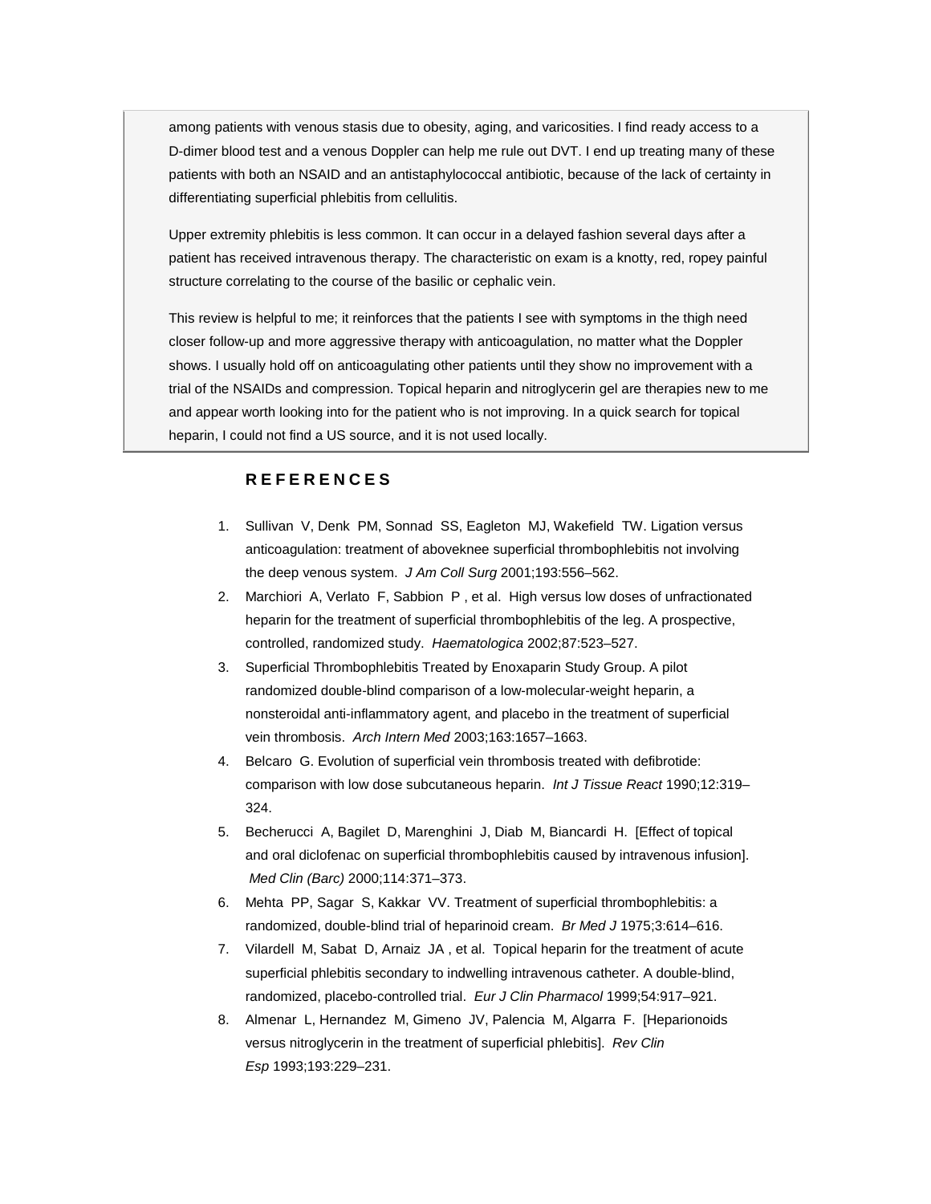among patients with venous stasis due to obesity, aging, and varicosities. I find ready access to a D-dimer blood test and a venous Doppler can help me rule out DVT. I end up treating many of these patients with both an NSAID and an antistaphylococcal antibiotic, because of the lack of certainty in differentiating superficial phlebitis from cellulitis.

Upper extremity phlebitis is less common. It can occur in a delayed fashion several days after a patient has received intravenous therapy. The characteristic on exam is a knotty, red, ropey painful structure correlating to the course of the basilic or cephalic vein.

This review is helpful to me; it reinforces that the patients I see with symptoms in the thigh need closer follow-up and more aggressive therapy with anticoagulation, no matter what the Doppler shows. I usually hold off on anticoagulating other patients until they show no improvement with a trial of the NSAIDs and compression. Topical heparin and nitroglycerin gel are therapies new to me and appear worth looking into for the patient who is not improving. In a quick search for topical heparin, I could not find a US source, and it is not used locally.

## REFERENCES

1. Sullivan V, Denk PM, Sonnad SS, Eagleton MJ, Wakefield TW. Ligation versus anticoagulation: treatment of aboveknee superficial thrombophlebitis not involving the deep venous system. *J Am Coll Surg* 2001;193:556–562.
2. Marchiori A, Verlato F, Sabbion P, et al. High versus low doses of unfractionated heparin for the treatment of superficial thrombophlebitis of the leg. A prospective, controlled, randomized study. *Haematologica* 2002;87:523–527.
3. Superficial Thrombophlebitis Treated by Enoxaparin Study Group. A pilot randomized double-blind comparison of a low-molecular-weight heparin, a nonsteroidal anti-inflammatory agent, and placebo in the treatment of superficial vein thrombosis. *Arch Intern Med* 2003;163:1657–1663.
4. Belcaro G. Evolution of superficial vein thrombosis treated with defibrotide: comparison with low dose subcutaneous heparin. *Int J Tissue React* 1990;12:319–324.
5. Becherucci A, Bagilet D, Marenghini J, Diab M, Biancardi H. [Effect of topical and oral diclofenac on superficial thrombophlebitis caused by intravenous infusion]. *Med Clin (Barc)* 2000;114:371–373.
6. Mehta PP, Sagar S, Kakkar VV. Treatment of superficial thrombophlebitis: a randomized, double-blind trial of heparinoid cream. *Br Med J* 1975;3:614–616.
7. Vilardell M, Sabat D, Arnaiz JA, et al. Topical heparin for the treatment of acute superficial phlebitis secondary to indwelling intravenous catheter. A double-blind, randomized, placebo-controlled trial. *Eur J Clin Pharmacol* 1999;54:917–921.
8. Almenar L, Hernandez M, Gimeno JV, Palencia M, Algarra F. [Heparionoids versus nitroglycerin in the treatment of superficial phlebitis]. *Rev Clin Esp* 1993;193:229–231.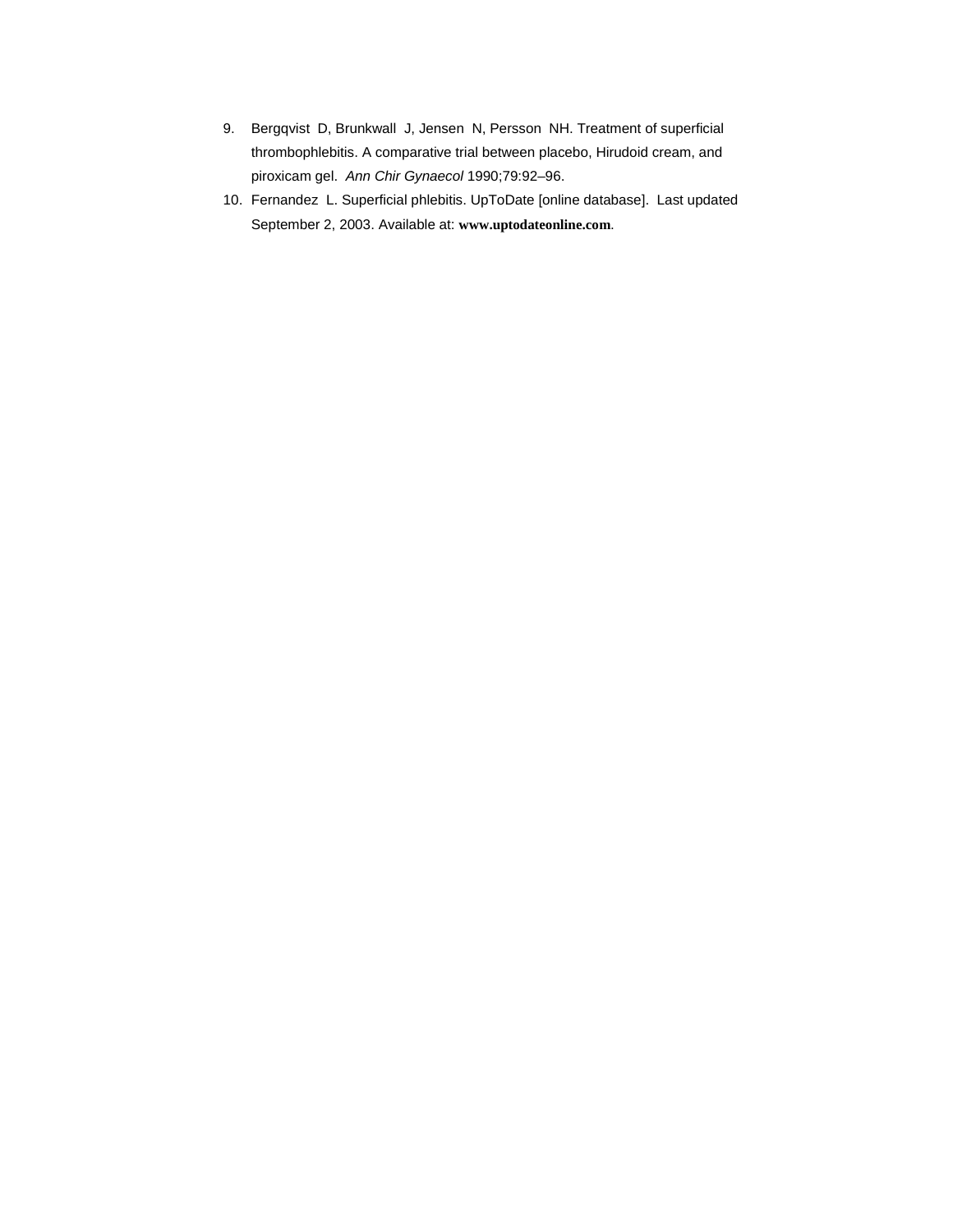9. Bergqvist D, Brunkwall J, Jensen N, Persson NH. Treatment of superficial thrombophlebitis. A comparative trial between placebo, Hirudoid cream, and piroxicam gel. *Ann Chir Gynaecol* 1990;79:92–96.
10. Fernandez L. Superficial phlebitis. UpToDate [online database]. Last updated September 2, 2003. Available at: **www.uptodateonline.com**.